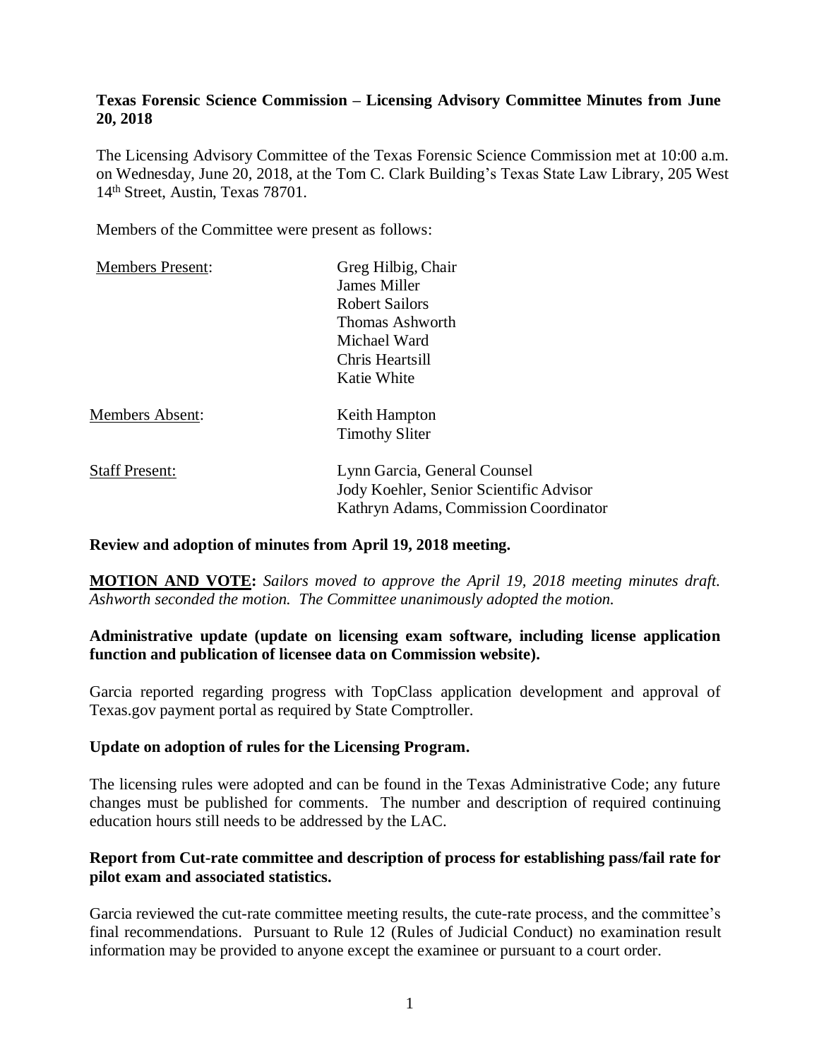**Texas Forensic Science Commission – Licensing Advisory Committee Minutes from June 20, 2018**

The Licensing Advisory Committee of the Texas Forensic Science Commission met at 10:00 a.m. on Wednesday, June 20, 2018, at the Tom C. Clark Building's Texas State Law Library, 205 West 14th Street, Austin, Texas 78701.

Members of the Committee were present as follows:

| | |
|---|---|
| Members Present: | Greg Hilbig, Chair<br>James Miller<br>Robert Sailors<br>Thomas Ashworth<br>Michael Ward<br>Chris Heartsill<br>Katie White |
| Members Absent: | Keith Hampton<br>Timothy Sliter |
| Staff Present: | Lynn Garcia, General Counsel<br>Jody Koehler, Senior Scientific Advisor<br>Kathryn Adams, Commission Coordinator |

**Review and adoption of minutes from April 19, 2018 meeting.**

**MOTION AND VOTE:** *Sailors moved to approve the April 19, 2018 meeting minutes draft. Ashworth seconded the motion. The Committee unanimously adopted the motion.*

**Administrative update (update on licensing exam software, including license application function and publication of licensee data on Commission website).**

Garcia reported regarding progress with TopClass application development and approval of Texas.gov payment portal as required by State Comptroller.

**Update on adoption of rules for the Licensing Program.**

The licensing rules were adopted and can be found in the Texas Administrative Code; any future changes must be published for comments. The number and description of required continuing education hours still needs to be addressed by the LAC.

**Report from Cut-rate committee and description of process for establishing pass/fail rate for pilot exam and associated statistics.**

Garcia reviewed the cut-rate committee meeting results, the cute-rate process, and the committee's final recommendations. Pursuant to Rule 12 (Rules of Judicial Conduct) no examination result information may be provided to anyone except the examinee or pursuant to a court order.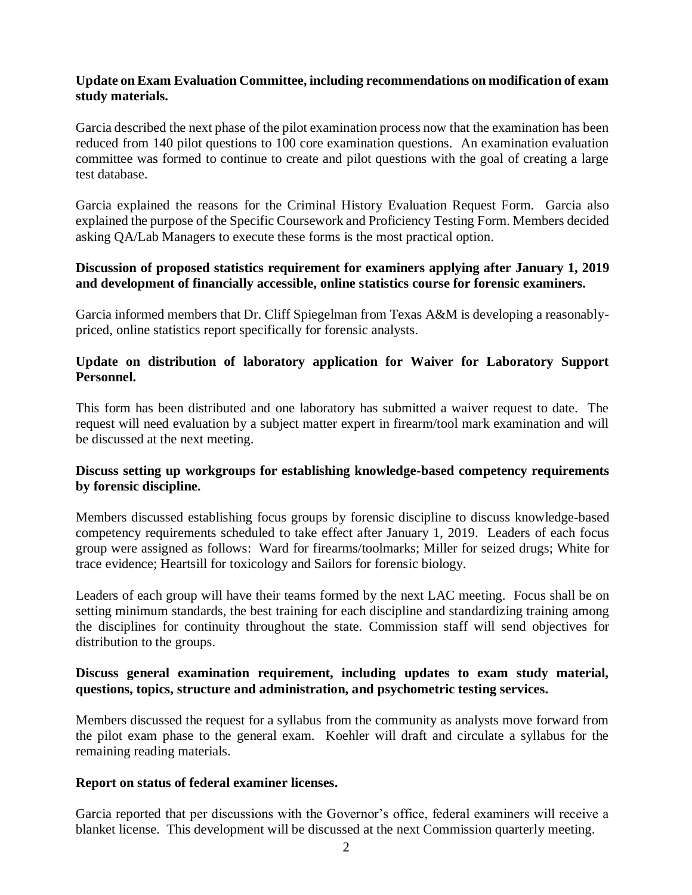**Update on Exam Evaluation Committee, including recommendations on modification of exam study materials.**

Garcia described the next phase of the pilot examination process now that the examination has been reduced from 140 pilot questions to 100 core examination questions. An examination evaluation committee was formed to continue to create and pilot questions with the goal of creating a large test database.

Garcia explained the reasons for the Criminal History Evaluation Request Form. Garcia also explained the purpose of the Specific Coursework and Proficiency Testing Form. Members decided asking QA/Lab Managers to execute these forms is the most practical option.

**Discussion of proposed statistics requirement for examiners applying after January 1, 2019 and development of financially accessible, online statistics course for forensic examiners.**

Garcia informed members that Dr. Cliff Spiegelman from Texas A&M is developing a reasonably-priced, online statistics report specifically for forensic analysts.

**Update on distribution of laboratory application for Waiver for Laboratory Support Personnel.**

This form has been distributed and one laboratory has submitted a waiver request to date. The request will need evaluation by a subject matter expert in firearm/tool mark examination and will be discussed at the next meeting.

**Discuss setting up workgroups for establishing knowledge-based competency requirements by forensic discipline.**

Members discussed establishing focus groups by forensic discipline to discuss knowledge-based competency requirements scheduled to take effect after January 1, 2019. Leaders of each focus group were assigned as follows: Ward for firearms/toolmarks; Miller for seized drugs; White for trace evidence; Heartsill for toxicology and Sailors for forensic biology.

Leaders of each group will have their teams formed by the next LAC meeting. Focus shall be on setting minimum standards, the best training for each discipline and standardizing training among the disciplines for continuity throughout the state. Commission staff will send objectives for distribution to the groups.

**Discuss general examination requirement, including updates to exam study material, questions, topics, structure and administration, and psychometric testing services.**

Members discussed the request for a syllabus from the community as analysts move forward from the pilot exam phase to the general exam. Koehler will draft and circulate a syllabus for the remaining reading materials.

**Report on status of federal examiner licenses.**

Garcia reported that per discussions with the Governor's office, federal examiners will receive a blanket license. This development will be discussed at the next Commission quarterly meeting.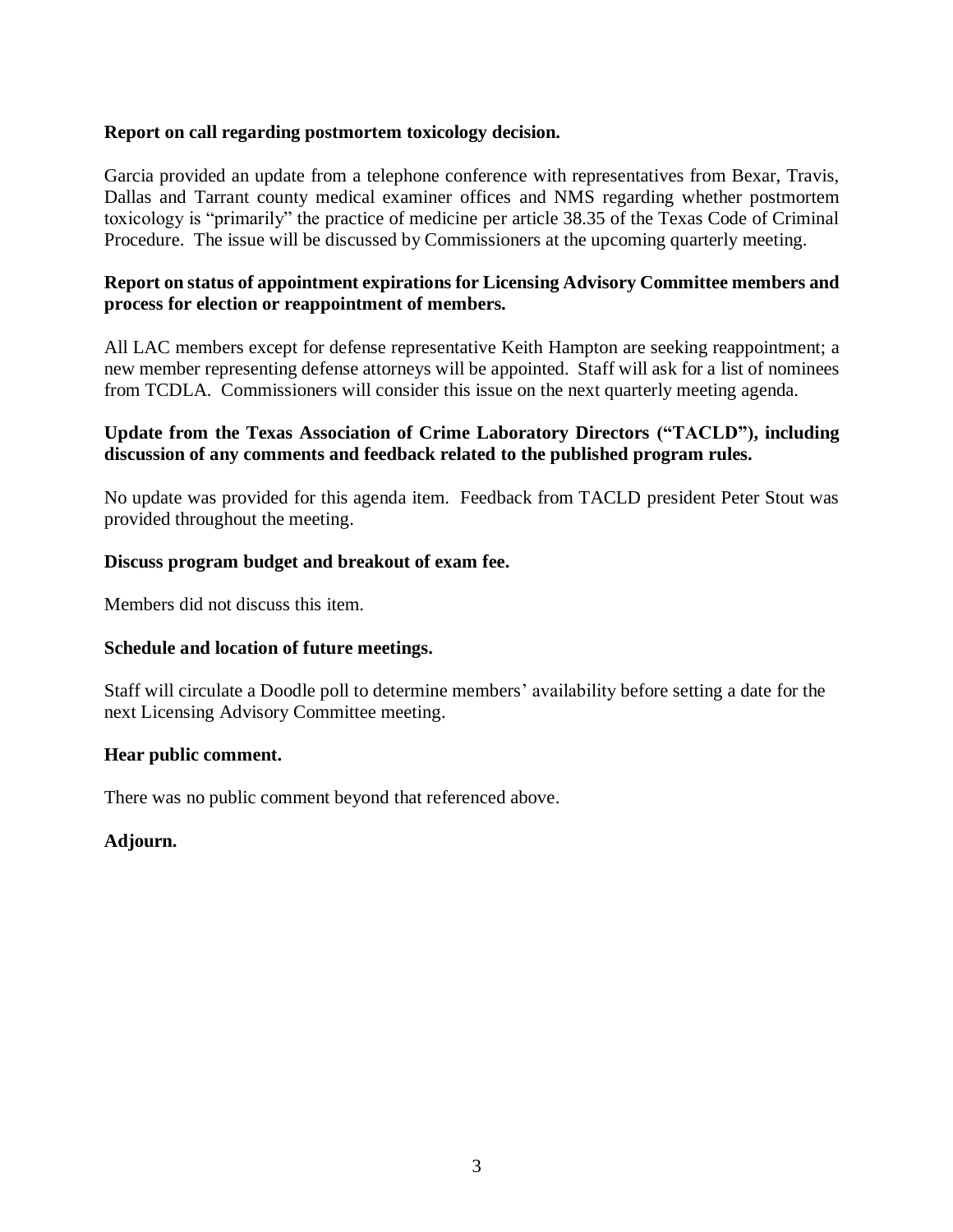**Report on call regarding postmortem toxicology decision.**

Garcia provided an update from a telephone conference with representatives from Bexar, Travis, Dallas and Tarrant county medical examiner offices and NMS regarding whether postmortem toxicology is "primarily" the practice of medicine per article 38.35 of the Texas Code of Criminal Procedure. The issue will be discussed by Commissioners at the upcoming quarterly meeting.

**Report on status of appointment expirations for Licensing Advisory Committee members and process for election or reappointment of members.**

All LAC members except for defense representative Keith Hampton are seeking reappointment; a new member representing defense attorneys will be appointed. Staff will ask for a list of nominees from TCDLA. Commissioners will consider this issue on the next quarterly meeting agenda.

**Update from the Texas Association of Crime Laboratory Directors ("TACLD"), including discussion of any comments and feedback related to the published program rules.**

No update was provided for this agenda item. Feedback from TACLD president Peter Stout was provided throughout the meeting.

**Discuss program budget and breakout of exam fee.**

Members did not discuss this item.

**Schedule and location of future meetings.**

Staff will circulate a Doodle poll to determine members' availability before setting a date for the next Licensing Advisory Committee meeting.

**Hear public comment.**

There was no public comment beyond that referenced above.

**Adjourn.**